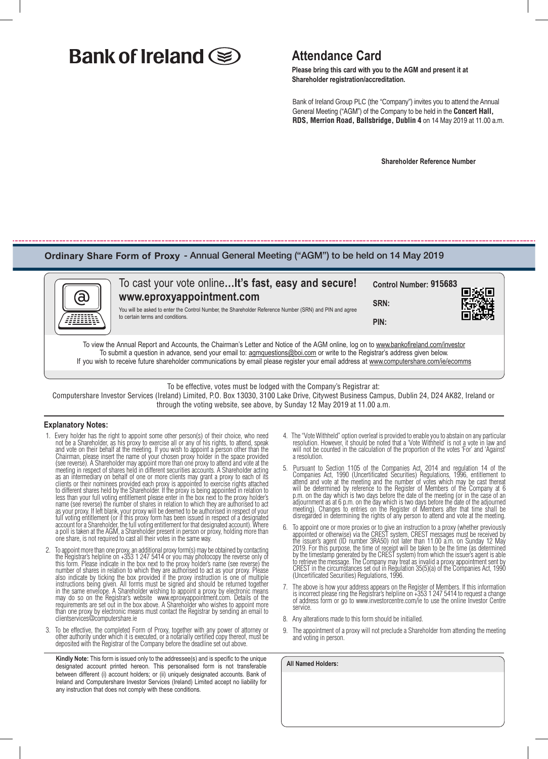# Bank of Ireland

## Attendance Card

**Please bring this card with you to the AGM and present it at Shareholder registration/accreditation.**

Bank of Ireland Group PLC (the "Company") invites you to attend the Annual General Meeting ("AGM") of the Company to be held in the **Concert Hall, RDS, Merrion Road, Ballsbridge, Dublin 4** on 14 May 2019 at 11.00 a.m.

**Shareholder Reference Number**

## Ordinary Share Form of Proxy - Annual General Meeting ("AGM") to be held on 14 May 2019

To cast your vote online**...It's fast, easy and secure!**
**www.eproxyappointment.com**

You will be asked to enter the Control Number, the Shareholder Reference Number (SRN) and PIN and agree to certain terms and conditions.

**Control Number: 915683**

**SRN:**

**PIN:**

To view the Annual Report and Accounts, the Chairman's Letter and Notice of the AGM online, log on to www.bankofireland.com/investor
To submit a question in advance, send your email to: agmquestions@boi.com or write to the Registrar's address given below.
If you wish to receive future shareholder communications by email please register your email address at www.computershare.com/ie/ecomms

To be effective, votes must be lodged with the Company's Registrar at:
Computershare Investor Services (Ireland) Limited, P.O. Box 13030, 3100 Lake Drive, Citywest Business Campus, Dublin 24, D24 AK82, Ireland or through the voting website, see above, by Sunday 12 May 2019 at 11.00 a.m.

### Explanatory Notes:

1. Every holder has the right to appoint some other person(s) of their choice, who need not be a Shareholder, as his proxy to exercise all or any of his rights, to attend, speak and vote on their behalf at the meeting. If you wish to appoint a person other than the Chairman, please insert the name of your chosen proxy holder in the space provided (see reverse). A Shareholder may appoint more than one proxy to attend and vote at the meeting in respect of shares held in different securities accounts. A Shareholder acting as an intermediary on behalf of one or more clients may grant a proxy to each of its clients or their nominees provided each proxy is appointed to exercise rights attached to different shares held by the Shareholder. If the proxy is being appointed in relation to less than your full voting entitlement please enter in the box next to the proxy holder's name (see reverse) the number of shares in relation to which they are authorised to act as your proxy. If left blank, your proxy will be deemed to be authorised in respect of your full voting entitlement (or if this proxy form has been issued in respect of a designated account for a Shareholder, the full voting entitlement for that designated account). Where a poll is taken at the AGM, a Shareholder present in person or proxy, holding more than one share, is not required to cast all their votes in the same way.

2. To appoint more than one proxy, an additional proxy form(s) may be obtained by contacting the Registrar's helpline on +353 1 247 5414 or you may photocopy the reverse only of this form. Please indicate in the box next to the proxy holder's name (see reverse) the number of shares in relation to which they are authorised to act as your proxy. Please also indicate by ticking the box provided if the proxy instruction is one of multiple instructions being given. All forms must be signed and should be returned together in the same envelope. A Shareholder wishing to appoint a proxy by electronic means may do so on the Registrar's website www.eproxyappointment.com. Details of the requirements are set out in the box above. A Shareholder who wishes to appoint more than one proxy by electronic means must contact the Registrar by sending an email to clientservices@computershare.ie

3. To be effective, the completed Form of Proxy, together with any power of attorney or other authority under which it is executed, or a notarially certified copy thereof, must be deposited with the Registrar of the Company before the deadline set out above.

4. The "Vote Withheld" option overleaf is provided to enable you to abstain on any particular resolution. However, it should be noted that a 'Vote Withheld' is not a vote in law and will not be counted in the calculation of the proportion of the votes 'For' and 'Against' a resolution.

5. Pursuant to Section 1105 of the Companies Act, 2014 and regulation 14 of the Companies Act, 1990 (Uncertificated Securities) Regulations, 1996, entitlement to attend and vote at the meeting and the number of votes which may be cast thereat will be determined by reference to the Register of Members of the Company at 6 p.m. on the day which is two days before the date of the meeting (or in the case of an adjournment as at 6 p.m. on the day which is two days before the date of the adjourned meeting). Changes to entries on the Register of Members after that time shall be disregarded in determining the rights of any person to attend and vote at the meeting.

6. To appoint one or more proxies or to give an instruction to a proxy (whether previously appointed or otherwise) via the CREST system, CREST messages must be received by the issuer's agent (ID number 3RA50) not later than 11.00 a.m. on Sunday 12 May 2019. For this purpose, the time of receipt will be taken to be the time (as determined by the timestamp generated by the CREST system) from which the issuer's agent is able to retrieve the message. The Company may treat as invalid a proxy appointment sent by CREST in the circumstances set out in Regulation 35(5)(a) of the Companies Act, 1990 (Uncertificated Securities) Regulations, 1996.

7. The above is how your address appears on the Register of Members. If this information is incorrect please ring the Registrar's helpline on +353 1 247 5414 to request a change of address form or go to www.investorcentre.com/ie to use the online Investor Centre service.

8. Any alterations made to this form should be initialled.

9. The appointment of a proxy will not preclude a Shareholder from attending the meeting and voting in person.

**Kindly Note:** This form is issued only to the addressee(s) and is specific to the unique designated account printed hereon. This personalised form is not transferable between different (i) account holders; or (ii) uniquely designated accounts. Bank of Ireland and Computershare Investor Services (Ireland) Limited accept no liability for any instruction that does not comply with these conditions.

**All Named Holders:**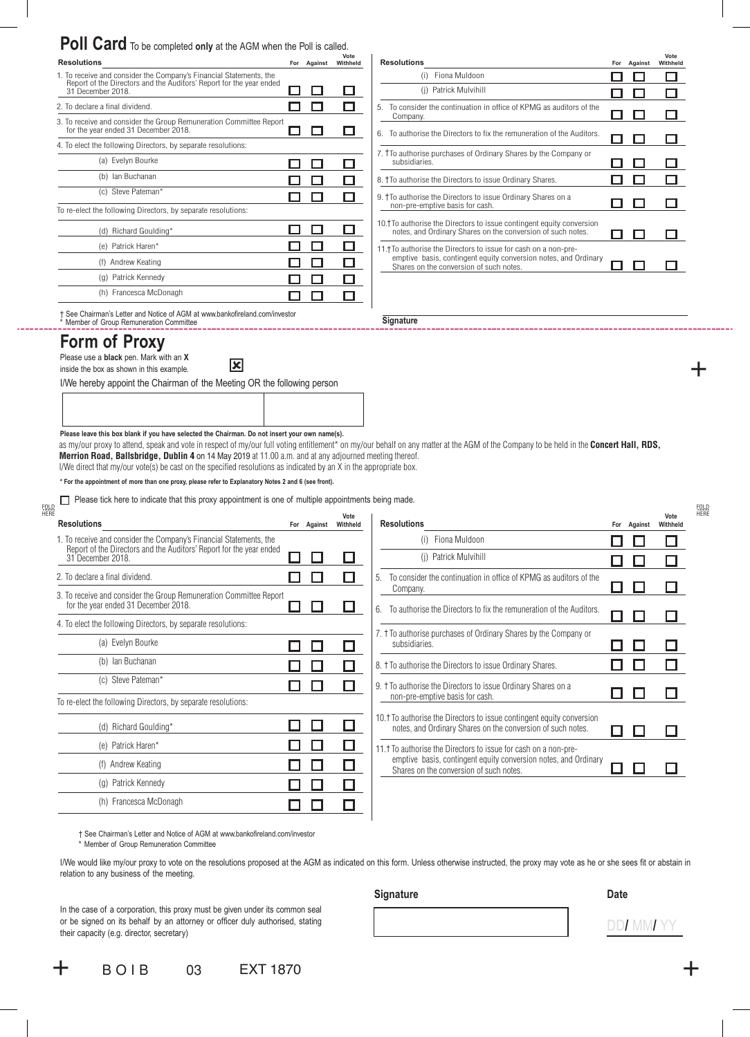# Poll Card To be completed **only** at the AGM when the Poll is called.

| Resolutions | For | Against | Vote Withheld |
| --- | --- | --- | --- |
| 1. To receive and consider the Company's Financial Statements, the Report of the Directors and the Auditors' Report for the year ended 31 December 2018. | ☐ | ☐ | ☐ |
| 2. To declare a final dividend. | ☐ | ☐ | ☐ |
| 3. To receive and consider the Group Remuneration Committee Report for the year ended 31 December 2018. | ☐ | ☐ | ☐ |
| 4. To elect the following Directors, by separate resolutions: | | | |
| (a) Evelyn Bourke | ☐ | ☐ | ☐ |
| (b) Ian Buchanan | ☐ | ☐ | ☐ |
| (c) Steve Pateman* | ☐ | ☐ | ☐ |
| To re-elect the following Directors, by separate resolutions: | | | |
| (d) Richard Goulding* | ☐ | ☐ | ☐ |
| (e) Patrick Haren* | ☐ | ☐ | ☐ |
| (f) Andrew Keating | ☐ | ☐ | ☐ |
| (g) Patrick Kennedy | ☐ | ☐ | ☐ |
| (h) Francesca McDonagh | ☐ | ☐ | ☐ |
| (i) Fiona Muldoon | ☐ | ☐ | ☐ |
| (j) Patrick Mulvihill | ☐ | ☐ | ☐ |
| 5. To consider the continuation in office of KPMG as auditors of the Company. | ☐ | ☐ | ☐ |
| 6. To authorise the Directors to fix the remuneration of the Auditors. | ☐ | ☐ | ☐ |
| 7. †To authorise purchases of Ordinary Shares by the Company or subsidiaries. | ☐ | ☐ | ☐ |
| 8. †To authorise the Directors to issue Ordinary Shares. | ☐ | ☐ | ☐ |
| 9. †To authorise the Directors to issue Ordinary Shares on a non-pre-emptive basis for cash. | ☐ | ☐ | ☐ |
| 10.†To authorise the Directors to issue contingent equity conversion notes, and Ordinary Shares on the conversion of such notes. | ☐ | ☐ | ☐ |
| 11.†To authorise the Directors to issue for cash on a non-pre-emptive basis, contingent equity conversion notes, and Ordinary Shares on the conversion of such notes. | ☐ | ☐ | ☐ |

† See Chairman's Letter and Notice of AGM at www.bankofireland.com/investor
\* Member of Group Remuneration Committee

**Signature**

# Form of Proxy

Please use a **black** pen. Mark with an **X** inside the box as shown in this example. ☒

I/We hereby appoint the Chairman of the Meeting OR the following person

**Please leave this box blank if you have selected the Chairman. Do not insert your own name(s).**

as my/our proxy to attend, speak and vote in respect of my/our full voting entitlement* on my/our behalf on any matter at the AGM of the Company to be held in the **Concert Hall, RDS, Merrion Road, Ballsbridge, Dublin 4** on 14 May 2019 at 11.00 a.m. and at any adjourned meeting thereof.
I/We direct that my/our vote(s) be cast on the specified resolutions as indicated by an X in the appropriate box.

**\* For the appointment of more than one proxy, please refer to Explanatory Notes 2 and 6 (see front).**

☐ Please tick here to indicate that this proxy appointment is one of multiple appointments being made.

| Resolutions | For | Against | Vote Withheld |
| --- | --- | --- | --- |
| 1. To receive and consider the Company's Financial Statements, the Report of the Directors and the Auditors' Report for the year ended 31 December 2018. | ☐ | ☐ | ☐ |
| 2. To declare a final dividend. | ☐ | ☐ | ☐ |
| 3. To receive and consider the Group Remuneration Committee Report for the year ended 31 December 2018. | ☐ | ☐ | ☐ |
| 4. To elect the following Directors, by separate resolutions: | | | |
| (a) Evelyn Bourke | ☐ | ☐ | ☐ |
| (b) Ian Buchanan | ☐ | ☐ | ☐ |
| (c) Steve Pateman* | ☐ | ☐ | ☐ |
| To re-elect the following Directors, by separate resolutions: | | | |
| (d) Richard Goulding* | ☐ | ☐ | ☐ |
| (e) Patrick Haren* | ☐ | ☐ | ☐ |
| (f) Andrew Keating | ☐ | ☐ | ☐ |
| (g) Patrick Kennedy | ☐ | ☐ | ☐ |
| (h) Francesca McDonagh | ☐ | ☐ | ☐ |
| (i) Fiona Muldoon | ☐ | ☐ | ☐ |
| (j) Patrick Mulvihill | ☐ | ☐ | ☐ |
| 5. To consider the continuation in office of KPMG as auditors of the Company. | ☐ | ☐ | ☐ |
| 6. To authorise the Directors to fix the remuneration of the Auditors. | ☐ | ☐ | ☐ |
| 7. †To authorise purchases of Ordinary Shares by the Company or subsidiaries. | ☐ | ☐ | ☐ |
| 8. †To authorise the Directors to issue Ordinary Shares. | ☐ | ☐ | ☐ |
| 9. †To authorise the Directors to issue Ordinary Shares on a non-pre-emptive basis for cash. | ☐ | ☐ | ☐ |
| 10.†To authorise the Directors to issue contingent equity conversion notes, and Ordinary Shares on the conversion of such notes. | ☐ | ☐ | ☐ |
| 11.†To authorise the Directors to issue for cash on a non-pre-emptive basis, contingent equity conversion notes, and Ordinary Shares on the conversion of such notes. | ☐ | ☐ | ☐ |

† See Chairman's Letter and Notice of AGM at www.bankofireland.com/investor
\* Member of Group Remuneration Committee

I/We would like my/our proxy to vote on the resolutions proposed at the AGM as indicated on this form. Unless otherwise instructed, the proxy may vote as he or she sees fit or abstain in relation to any business of the meeting.

In the case of a corporation, this proxy must be given under its common seal or be signed on its behalf by an attorney or officer duly authorised, stating their capacity (e.g. director, secretary)

**Signature**

**Date**

DD/ MM/ YY

BOIB 03 EXT 1870